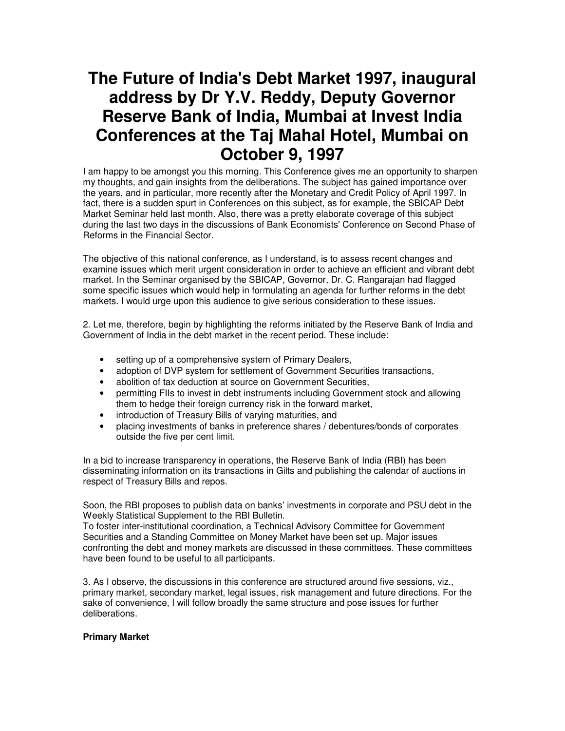# The Future of India's Debt Market 1997, inaugural address by Dr Y.V. Reddy, Deputy Governor Reserve Bank of India, Mumbai at Invest India Conferences at the Taj Mahal Hotel, Mumbai on October 9, 1997

I am happy to be amongst you this morning. This Conference gives me an opportunity to sharpen my thoughts, and gain insights from the deliberations. The subject has gained importance over the years, and in particular, more recently after the Monetary and Credit Policy of April 1997. In fact, there is a sudden spurt in Conferences on this subject, as for example, the SBICAP Debt Market Seminar held last month. Also, there was a pretty elaborate coverage of this subject during the last two days in the discussions of Bank Economists' Conference on Second Phase of Reforms in the Financial Sector.

The objective of this national conference, as I understand, is to assess recent changes and examine issues which merit urgent consideration in order to achieve an efficient and vibrant debt market. In the Seminar organised by the SBICAP, Governor, Dr. C. Rangarajan had flagged some specific issues which would help in formulating an agenda for further reforms in the debt markets. I would urge upon this audience to give serious consideration to these issues.

2. Let me, therefore, begin by highlighting the reforms initiated by the Reserve Bank of India and Government of India in the debt market in the recent period. These include:

- setting up of a comprehensive system of Primary Dealers,
- adoption of DVP system for settlement of Government Securities transactions,
- abolition of tax deduction at source on Government Securities,
- permitting FIIs to invest in debt instruments including Government stock and allowing them to hedge their foreign currency risk in the forward market,
- introduction of Treasury Bills of varying maturities, and
- placing investments of banks in preference shares / debentures/bonds of corporates outside the five per cent limit.

In a bid to increase transparency in operations, the Reserve Bank of India (RBI) has been disseminating information on its transactions in Gilts and publishing the calendar of auctions in respect of Treasury Bills and repos.

Soon, the RBI proposes to publish data on banks' investments in corporate and PSU debt in the Weekly Statistical Supplement to the RBI Bulletin.
To foster inter-institutional coordination, a Technical Advisory Committee for Government Securities and a Standing Committee on Money Market have been set up. Major issues confronting the debt and money markets are discussed in these committees. These committees have been found to be useful to all participants.

3. As I observe, the discussions in this conference are structured around five sessions, viz., primary market, secondary market, legal issues, risk management and future directions. For the sake of convenience, I will follow broadly the same structure and pose issues for further deliberations.

**Primary Market**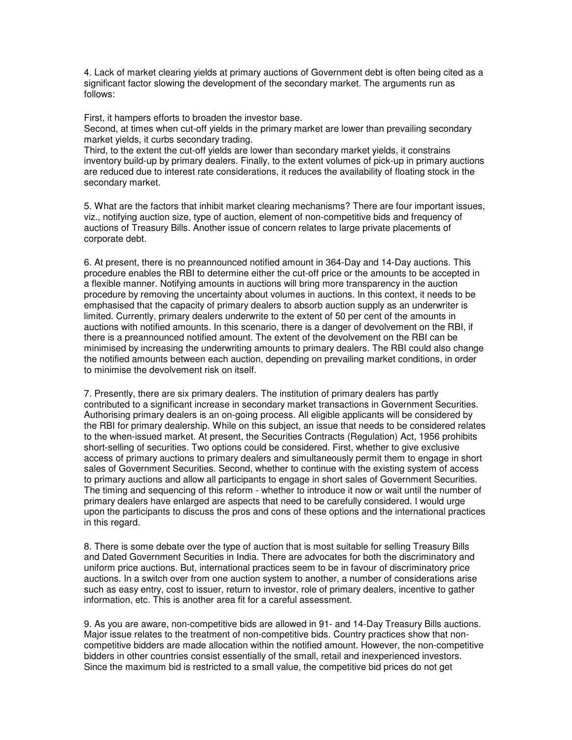4. Lack of market clearing yields at primary auctions of Government debt is often being cited as a significant factor slowing the development of the secondary market. The arguments run as follows:

First, it hampers efforts to broaden the investor base.
Second, at times when cut-off yields in the primary market are lower than prevailing secondary market yields, it curbs secondary trading.
Third, to the extent the cut-off yields are lower than secondary market yields, it constrains inventory build-up by primary dealers. Finally, to the extent volumes of pick-up in primary auctions are reduced due to interest rate considerations, it reduces the availability of floating stock in the secondary market.

5. What are the factors that inhibit market clearing mechanisms? There are four important issues, viz., notifying auction size, type of auction, element of non-competitive bids and frequency of auctions of Treasury Bills. Another issue of concern relates to large private placements of corporate debt.

6. At present, there is no preannounced notified amount in 364-Day and 14-Day auctions. This procedure enables the RBI to determine either the cut-off price or the amounts to be accepted in a flexible manner. Notifying amounts in auctions will bring more transparency in the auction procedure by removing the uncertainty about volumes in auctions. In this context, it needs to be emphasised that the capacity of primary dealers to absorb auction supply as an underwriter is limited. Currently, primary dealers underwrite to the extent of 50 per cent of the amounts in auctions with notified amounts. In this scenario, there is a danger of devolvement on the RBI, if there is a preannounced notified amount. The extent of the devolvement on the RBI can be minimised by increasing the underwriting amounts to primary dealers. The RBI could also change the notified amounts between each auction, depending on prevailing market conditions, in order to minimise the devolvement risk on itself.

7. Presently, there are six primary dealers. The institution of primary dealers has partly contributed to a significant increase in secondary market transactions in Government Securities. Authorising primary dealers is an on-going process. All eligible applicants will be considered by the RBI for primary dealership. While on this subject, an issue that needs to be considered relates to the when-issued market. At present, the Securities Contracts (Regulation) Act, 1956 prohibits short-selling of securities. Two options could be considered. First, whether to give exclusive access of primary auctions to primary dealers and simultaneously permit them to engage in short sales of Government Securities. Second, whether to continue with the existing system of access to primary auctions and allow all participants to engage in short sales of Government Securities. The timing and sequencing of this reform - whether to introduce it now or wait until the number of primary dealers have enlarged are aspects that need to be carefully considered. I would urge upon the participants to discuss the pros and cons of these options and the international practices in this regard.

8. There is some debate over the type of auction that is most suitable for selling Treasury Bills and Dated Government Securities in India. There are advocates for both the discriminatory and uniform price auctions. But, international practices seem to be in favour of discriminatory price auctions. In a switch over from one auction system to another, a number of considerations arise such as easy entry, cost to issuer, return to investor, role of primary dealers, incentive to gather information, etc. This is another area fit for a careful assessment.

9. As you are aware, non-competitive bids are allowed in 91- and 14-Day Treasury Bills auctions. Major issue relates to the treatment of non-competitive bids. Country practices show that non-competitive bidders are made allocation within the notified amount. However, the non-competitive bidders in other countries consist essentially of the small, retail and inexperienced investors. Since the maximum bid is restricted to a small value, the competitive bid prices do not get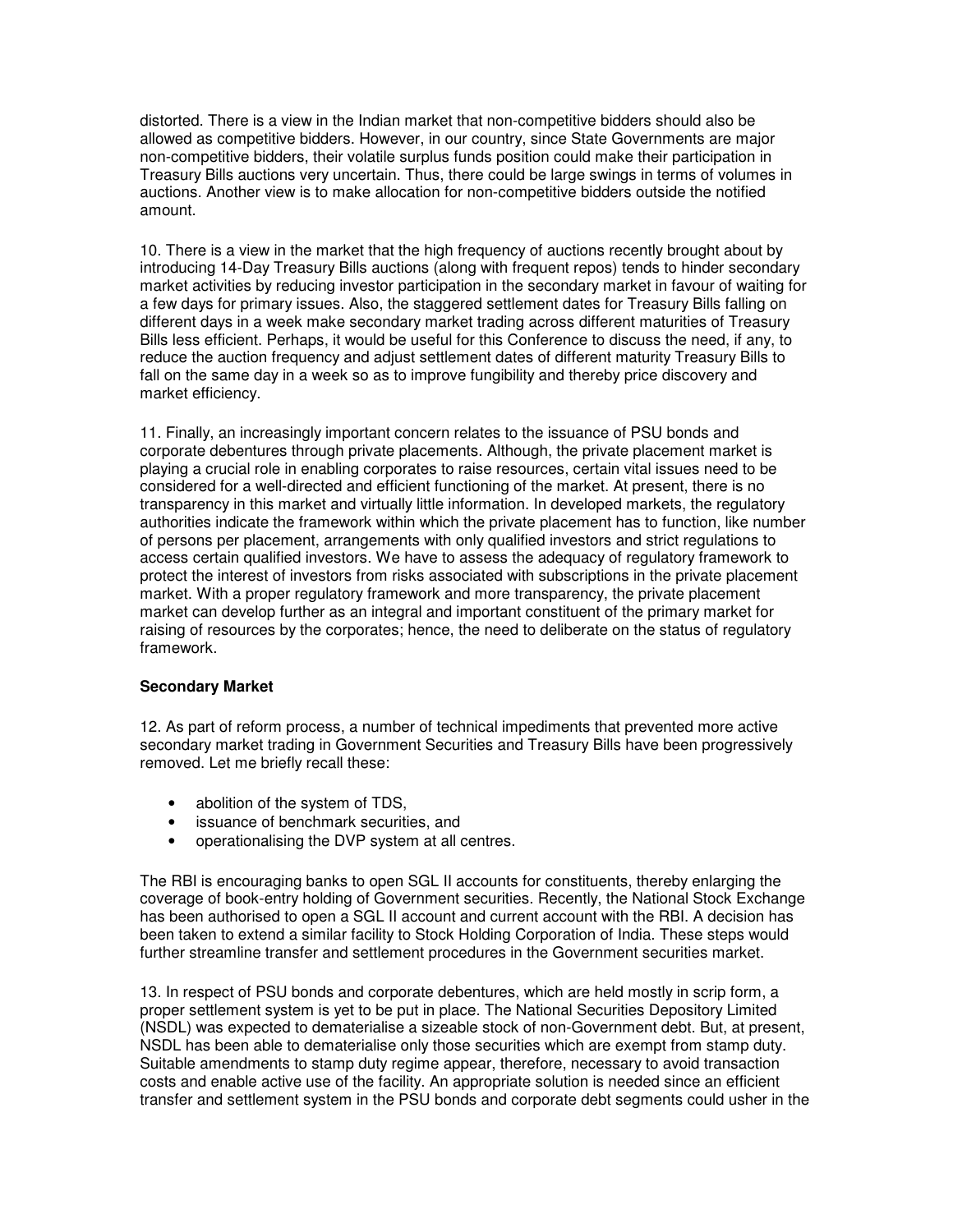distorted. There is a view in the Indian market that non-competitive bidders should also be allowed as competitive bidders. However, in our country, since State Governments are major non-competitive bidders, their volatile surplus funds position could make their participation in Treasury Bills auctions very uncertain. Thus, there could be large swings in terms of volumes in auctions. Another view is to make allocation for non-competitive bidders outside the notified amount.

10. There is a view in the market that the high frequency of auctions recently brought about by introducing 14-Day Treasury Bills auctions (along with frequent repos) tends to hinder secondary market activities by reducing investor participation in the secondary market in favour of waiting for a few days for primary issues. Also, the staggered settlement dates for Treasury Bills falling on different days in a week make secondary market trading across different maturities of Treasury Bills less efficient. Perhaps, it would be useful for this Conference to discuss the need, if any, to reduce the auction frequency and adjust settlement dates of different maturity Treasury Bills to fall on the same day in a week so as to improve fungibility and thereby price discovery and market efficiency.

11. Finally, an increasingly important concern relates to the issuance of PSU bonds and corporate debentures through private placements. Although, the private placement market is playing a crucial role in enabling corporates to raise resources, certain vital issues need to be considered for a well-directed and efficient functioning of the market. At present, there is no transparency in this market and virtually little information. In developed markets, the regulatory authorities indicate the framework within which the private placement has to function, like number of persons per placement, arrangements with only qualified investors and strict regulations to access certain qualified investors. We have to assess the adequacy of regulatory framework to protect the interest of investors from risks associated with subscriptions in the private placement market. With a proper regulatory framework and more transparency, the private placement market can develop further as an integral and important constituent of the primary market for raising of resources by the corporates; hence, the need to deliberate on the status of regulatory framework.

**Secondary Market**

12. As part of reform process, a number of technical impediments that prevented more active secondary market trading in Government Securities and Treasury Bills have been progressively removed. Let me briefly recall these:

- abolition of the system of TDS,
- issuance of benchmark securities, and
- operationalising the DVP system at all centres.

The RBI is encouraging banks to open SGL II accounts for constituents, thereby enlarging the coverage of book-entry holding of Government securities. Recently, the National Stock Exchange has been authorised to open a SGL II account and current account with the RBI. A decision has been taken to extend a similar facility to Stock Holding Corporation of India. These steps would further streamline transfer and settlement procedures in the Government securities market.

13. In respect of PSU bonds and corporate debentures, which are held mostly in scrip form, a proper settlement system is yet to be put in place. The National Securities Depository Limited (NSDL) was expected to dematerialise a sizeable stock of non-Government debt. But, at present, NSDL has been able to dematerialise only those securities which are exempt from stamp duty. Suitable amendments to stamp duty regime appear, therefore, necessary to avoid transaction costs and enable active use of the facility. An appropriate solution is needed since an efficient transfer and settlement system in the PSU bonds and corporate debt segments could usher in the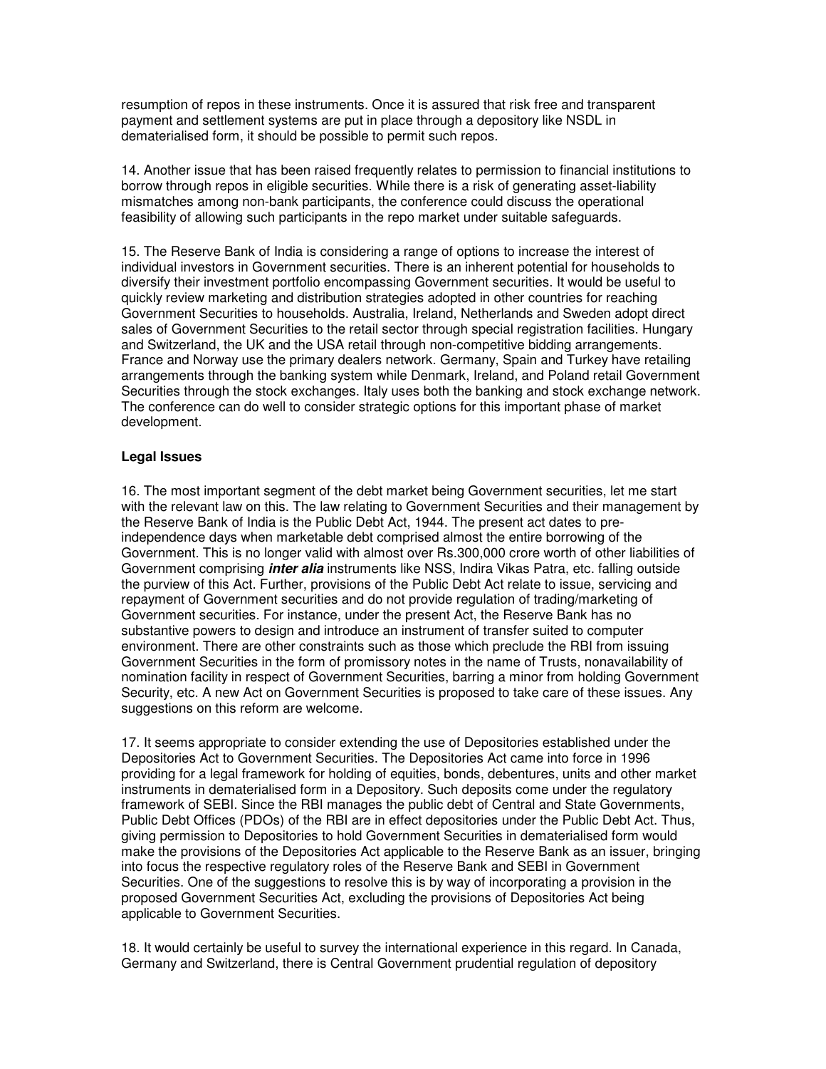resumption of repos in these instruments. Once it is assured that risk free and transparent payment and settlement systems are put in place through a depository like NSDL in dematerialised form, it should be possible to permit such repos.

14. Another issue that has been raised frequently relates to permission to financial institutions to borrow through repos in eligible securities. While there is a risk of generating asset-liability mismatches among non-bank participants, the conference could discuss the operational feasibility of allowing such participants in the repo market under suitable safeguards.

15. The Reserve Bank of India is considering a range of options to increase the interest of individual investors in Government securities. There is an inherent potential for households to diversify their investment portfolio encompassing Government securities. It would be useful to quickly review marketing and distribution strategies adopted in other countries for reaching Government Securities to households. Australia, Ireland, Netherlands and Sweden adopt direct sales of Government Securities to the retail sector through special registration facilities. Hungary and Switzerland, the UK and the USA retail through non-competitive bidding arrangements. France and Norway use the primary dealers network. Germany, Spain and Turkey have retailing arrangements through the banking system while Denmark, Ireland, and Poland retail Government Securities through the stock exchanges. Italy uses both the banking and stock exchange network. The conference can do well to consider strategic options for this important phase of market development.

**Legal Issues**

16. The most important segment of the debt market being Government securities, let me start with the relevant law on this. The law relating to Government Securities and their management by the Reserve Bank of India is the Public Debt Act, 1944. The present act dates to pre-independence days when marketable debt comprised almost the entire borrowing of the Government. This is no longer valid with almost over Rs.300,000 crore worth of other liabilities of Government comprising ***inter alia*** instruments like NSS, Indira Vikas Patra, etc. falling outside the purview of this Act. Further, provisions of the Public Debt Act relate to issue, servicing and repayment of Government securities and do not provide regulation of trading/marketing of Government securities. For instance, under the present Act, the Reserve Bank has no substantive powers to design and introduce an instrument of transfer suited to computer environment. There are other constraints such as those which preclude the RBI from issuing Government Securities in the form of promissory notes in the name of Trusts, nonavailability of nomination facility in respect of Government Securities, barring a minor from holding Government Security, etc. A new Act on Government Securities is proposed to take care of these issues. Any suggestions on this reform are welcome.

17. It seems appropriate to consider extending the use of Depositories established under the Depositories Act to Government Securities. The Depositories Act came into force in 1996 providing for a legal framework for holding of equities, bonds, debentures, units and other market instruments in dematerialised form in a Depository. Such deposits come under the regulatory framework of SEBI. Since the RBI manages the public debt of Central and State Governments, Public Debt Offices (PDOs) of the RBI are in effect depositories under the Public Debt Act. Thus, giving permission to Depositories to hold Government Securities in dematerialised form would make the provisions of the Depositories Act applicable to the Reserve Bank as an issuer, bringing into focus the respective regulatory roles of the Reserve Bank and SEBI in Government Securities. One of the suggestions to resolve this is by way of incorporating a provision in the proposed Government Securities Act, excluding the provisions of Depositories Act being applicable to Government Securities.

18. It would certainly be useful to survey the international experience in this regard. In Canada, Germany and Switzerland, there is Central Government prudential regulation of depository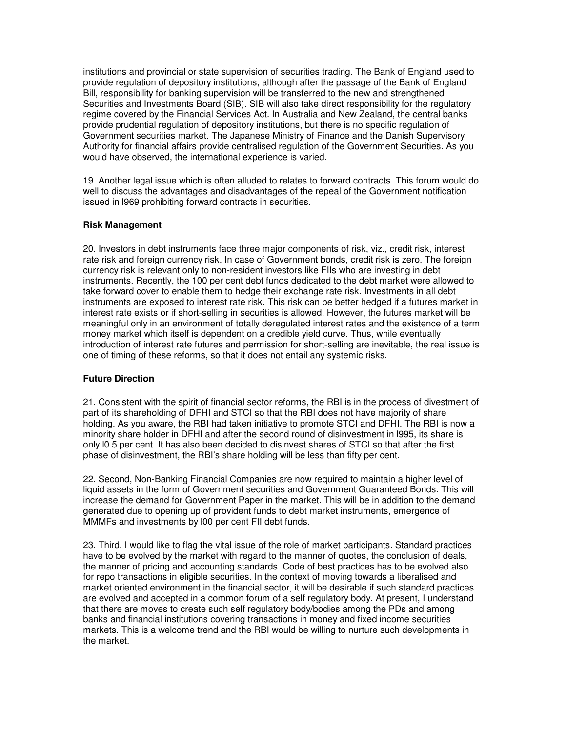institutions and provincial or state supervision of securities trading. The Bank of England used to provide regulation of depository institutions, although after the passage of the Bank of England Bill, responsibility for banking supervision will be transferred to the new and strengthened Securities and Investments Board (SIB). SIB will also take direct responsibility for the regulatory regime covered by the Financial Services Act. In Australia and New Zealand, the central banks provide prudential regulation of depository institutions, but there is no specific regulation of Government securities market. The Japanese Ministry of Finance and the Danish Supervisory Authority for financial affairs provide centralised regulation of the Government Securities. As you would have observed, the international experience is varied.

19. Another legal issue which is often alluded to relates to forward contracts. This forum would do well to discuss the advantages and disadvantages of the repeal of the Government notification issued in l969 prohibiting forward contracts in securities.

**Risk Management**

20. Investors in debt instruments face three major components of risk, viz., credit risk, interest rate risk and foreign currency risk. In case of Government bonds, credit risk is zero. The foreign currency risk is relevant only to non-resident investors like FIIs who are investing in debt instruments. Recently, the 100 per cent debt funds dedicated to the debt market were allowed to take forward cover to enable them to hedge their exchange rate risk. Investments in all debt instruments are exposed to interest rate risk. This risk can be better hedged if a futures market in interest rate exists or if short-selling in securities is allowed. However, the futures market will be meaningful only in an environment of totally deregulated interest rates and the existence of a term money market which itself is dependent on a credible yield curve. Thus, while eventually introduction of interest rate futures and permission for short-selling are inevitable, the real issue is one of timing of these reforms, so that it does not entail any systemic risks.

**Future Direction**

21. Consistent with the spirit of financial sector reforms, the RBI is in the process of divestment of part of its shareholding of DFHI and STCI so that the RBI does not have majority of share holding. As you aware, the RBI had taken initiative to promote STCI and DFHI. The RBI is now a minority share holder in DFHI and after the second round of disinvestment in l995, its share is only l0.5 per cent. It has also been decided to disinvest shares of STCI so that after the first phase of disinvestment, the RBI's share holding will be less than fifty per cent.

22. Second, Non-Banking Financial Companies are now required to maintain a higher level of liquid assets in the form of Government securities and Government Guaranteed Bonds. This will increase the demand for Government Paper in the market. This will be in addition to the demand generated due to opening up of provident funds to debt market instruments, emergence of MMMFs and investments by l00 per cent FII debt funds.

23. Third, I would like to flag the vital issue of the role of market participants. Standard practices have to be evolved by the market with regard to the manner of quotes, the conclusion of deals, the manner of pricing and accounting standards. Code of best practices has to be evolved also for repo transactions in eligible securities. In the context of moving towards a liberalised and market oriented environment in the financial sector, it will be desirable if such standard practices are evolved and accepted in a common forum of a self regulatory body. At present, I understand that there are moves to create such self regulatory body/bodies among the PDs and among banks and financial institutions covering transactions in money and fixed income securities markets. This is a welcome trend and the RBI would be willing to nurture such developments in the market.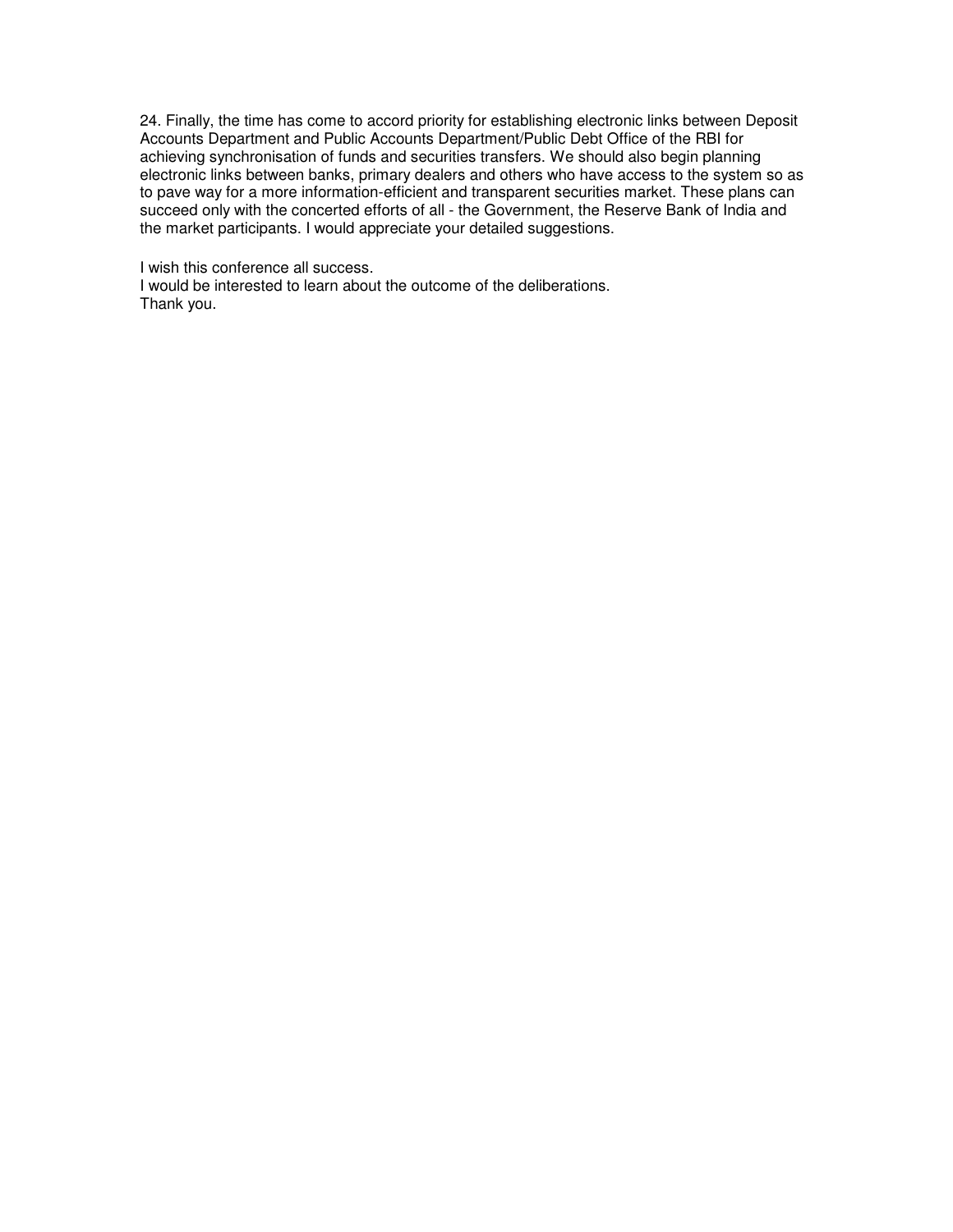24. Finally, the time has come to accord priority for establishing electronic links between Deposit Accounts Department and Public Accounts Department/Public Debt Office of the RBI for achieving synchronisation of funds and securities transfers. We should also begin planning electronic links between banks, primary dealers and others who have access to the system so as to pave way for a more information-efficient and transparent securities market. These plans can succeed only with the concerted efforts of all - the Government, the Reserve Bank of India and the market participants. I would appreciate your detailed suggestions.

I wish this conference all success.
I would be interested to learn about the outcome of the deliberations.
Thank you.